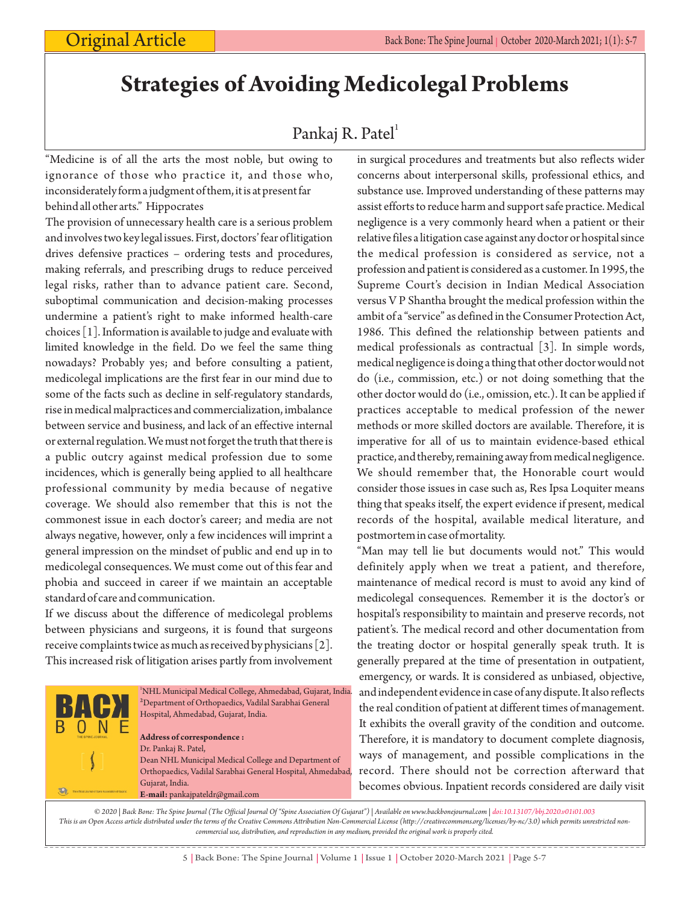# Strategies of Avoiding Medicolegal Problems

Pankaj R. Patel[1]

"Medicine is of all the arts the most noble, but owing to ignorance of those who practice it, and those who, inconsiderately form a judgment of them, it is at present far behind all other arts." Hippocrates

The provision of unnecessary health care is a serious problem and involves two key legal issues. First, doctors' fear of litigation drives defensive practices – ordering tests and procedures, making referrals, and prescribing drugs to reduce perceived legal risks, rather than to advance patient care. Second, suboptimal communication and decision-making processes undermine a patient's right to make informed health-care choices [1]. Information is available to judge and evaluate with limited knowledge in the field. Do we feel the same thing nowadays? Probably yes; and before consulting a patient, medicolegal implications are the first fear in our mind due to some of the facts such as decline in self-regulatory standards, rise in medical malpractices and commercialization, imbalance between service and business, and lack of an effective internal or external regulation. We must not forget the truth that there is a public outcry against medical profession due to some incidences, which is generally being applied to all healthcare professional community by media because of negative coverage. We should also remember that this is not the commonest issue in each doctor's career; and media are not always negative, however, only a few incidences will imprint a general impression on the mindset of public and end up in to medicolegal consequences. We must come out of this fear and phobia and succeed in career if we maintain an acceptable standard of care and communication.

If we discuss about the difference of medicolegal problems between physicians and surgeons, it is found that surgeons receive complaints twice as much as received by physicians [2]. This increased risk of litigation arises partly from involvement in surgical procedures and treatments but also reflects wider concerns about interpersonal skills, professional ethics, and substance use. Improved understanding of these patterns may assist efforts to reduce harm and support safe practice. Medical negligence is a very commonly heard when a patient or their relative files a litigation case against any doctor or hospital since the medical profession is considered as service, not a profession and patient is considered as a customer. In 1995, the Supreme Court's decision in Indian Medical Association versus V P Shantha brought the medical profession within the ambit of a "service" as defined in the Consumer Protection Act, 1986. This defined the relationship between patients and medical professionals as contractual [3]. In simple words, medical negligence is doing a thing that other doctor would not do (i.e., commission, etc.) or not doing something that the other doctor would do (i.e., omission, etc.). It can be applied if practices acceptable to medical profession of the newer methods or more skilled doctors are available. Therefore, it is imperative for all of us to maintain evidence-based ethical practice, and thereby, remaining away from medical negligence. We should remember that, the Honorable court would consider those issues in case such as, Res Ipsa Loquiter means thing that speaks itself, the expert evidence if present, medical records of the hospital, available medical literature, and postmortem in case of mortality.

"Man may tell lie but documents would not." This would definitely apply when we treat a patient, and therefore, maintenance of medical record is must to avoid any kind of medicolegal consequences. Remember it is the doctor's or hospital's responsibility to maintain and preserve records, not patient's. The medical record and other documentation from the treating doctor or hospital generally speak truth. It is generally prepared at the time of presentation in outpatient, emergency, or wards. It is considered as unbiased, objective, and independent evidence in case of any dispute. It also reflects the real condition of patient at different times of management. It exhibits the overall gravity of the condition and outcome. Therefore, it is mandatory to document complete diagnosis, ways of management, and possible complications in the record. There should not be correction afterward that becomes obvious. Inpatient records considered are daily visit

[1]NHL Municipal Medical College, Ahmedabad, Gujarat, India.
[2]Department of Orthopaedics, Vadilal Sarabhai General Hospital, Ahmedabad, Gujarat, India.

**Address of correspondence :**
Dr. Pankaj R. Patel,
Dean NHL Municipal Medical College and Department of Orthopaedics, Vadilal Sarabhai General Hospital, Ahmedabad, Gujarat, India.
**E-mail:** pankajpateldr@gmail.com

© 2020 | Back Bone: The Spine Journal (The Official Journal Of "Spine Association Of Gujarat") | Available on www.backbonejournal.com | doi:10.13107/bbj.2020.v01i01.003
This is an Open Access article distributed under the terms of the Creative Commons Attribution Non-Commercial License (http://creativecommons.org/licenses/by-nc/3.0) which permits unrestricted non-commercial use, distribution, and reproduction in any medium, provided the original work is properly cited.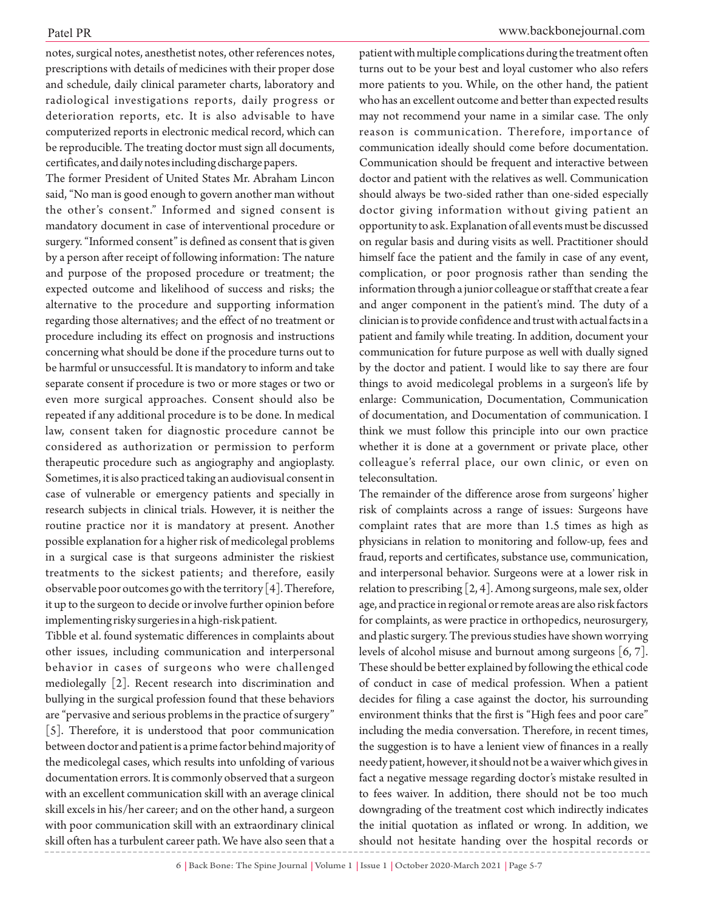notes, surgical notes, anesthetist notes, other references notes, prescriptions with details of medicines with their proper dose and schedule, daily clinical parameter charts, laboratory and radiological investigations reports, daily progress or deterioration reports, etc. It is also advisable to have computerized reports in electronic medical record, which can be reproducible. The treating doctor must sign all documents, certificates, and daily notes including discharge papers.

The former President of United States Mr. Abraham Lincon said, "No man is good enough to govern another man without the other's consent." Informed and signed consent is mandatory document in case of interventional procedure or surgery. "Informed consent" is defined as consent that is given by a person after receipt of following information: The nature and purpose of the proposed procedure or treatment; the expected outcome and likelihood of success and risks; the alternative to the procedure and supporting information regarding those alternatives; and the effect of no treatment or procedure including its effect on prognosis and instructions concerning what should be done if the procedure turns out to be harmful or unsuccessful. It is mandatory to inform and take separate consent if procedure is two or more stages or two or even more surgical approaches. Consent should also be repeated if any additional procedure is to be done. In medical law, consent taken for diagnostic procedure cannot be considered as authorization or permission to perform therapeutic procedure such as angiography and angioplasty. Sometimes, it is also practiced taking an audiovisual consent in case of vulnerable or emergency patients and specially in research subjects in clinical trials. However, it is neither the routine practice nor it is mandatory at present. Another possible explanation for a higher risk of medicolegal problems in a surgical case is that surgeons administer the riskiest treatments to the sickest patients; and therefore, easily observable poor outcomes go with the territory [4]. Therefore, it up to the surgeon to decide or involve further opinion before implementing risky surgeries in a high-risk patient.

Tibble et al. found systematic differences in complaints about other issues, including communication and interpersonal behavior in cases of surgeons who were challenged mediolegally [2]. Recent research into discrimination and bullying in the surgical profession found that these behaviors are "pervasive and serious problems in the practice of surgery" [5]. Therefore, it is understood that poor communication between doctor and patient is a prime factor behind majority of the medicolegal cases, which results into unfolding of various documentation errors. It is commonly observed that a surgeon with an excellent communication skill with an average clinical skill excels in his/her career; and on the other hand, a surgeon with poor communication skill with an extraordinary clinical skill often has a turbulent career path. We have also seen that a patient with multiple complications during the treatment often turns out to be your best and loyal customer who also refers more patients to you. While, on the other hand, the patient who has an excellent outcome and better than expected results may not recommend your name in a similar case. The only reason is communication. Therefore, importance of communication ideally should come before documentation. Communication should be frequent and interactive between doctor and patient with the relatives as well. Communication should always be two-sided rather than one-sided especially doctor giving information without giving patient an opportunity to ask. Explanation of all events must be discussed on regular basis and during visits as well. Practitioner should himself face the patient and the family in case of any event, complication, or poor prognosis rather than sending the information through a junior colleague or staff that create a fear and anger component in the patient's mind. The duty of a clinician is to provide confidence and trust with actual facts in a patient and family while treating. In addition, document your communication for future purpose as well with dually signed by the doctor and patient. I would like to say there are four things to avoid medicolegal problems in a surgeon's life by enlarge: Communication, Documentation, Communication of documentation, and Documentation of communication. I think we must follow this principle into our own practice whether it is done at a government or private place, other colleague's referral place, our own clinic, or even on teleconsultation.

The remainder of the difference arose from surgeons' higher risk of complaints across a range of issues: Surgeons have complaint rates that are more than 1.5 times as high as physicians in relation to monitoring and follow-up, fees and fraud, reports and certificates, substance use, communication, and interpersonal behavior. Surgeons were at a lower risk in relation to prescribing [2, 4]. Among surgeons, male sex, older age, and practice in regional or remote areas are also risk factors for complaints, as were practice in orthopedics, neurosurgery, and plastic surgery. The previous studies have shown worrying levels of alcohol misuse and burnout among surgeons [6, 7]. These should be better explained by following the ethical code of conduct in case of medical profession. When a patient decides for filing a case against the doctor, his surrounding environment thinks that the first is "High fees and poor care" including the media conversation. Therefore, in recent times, the suggestion is to have a lenient view of finances in a really needy patient, however, it should not be a waiver which gives in fact a negative message regarding doctor's mistake resulted in to fees waiver. In addition, there should not be too much downgrading of the treatment cost which indirectly indicates the initial quotation as inflated or wrong. In addition, we should not hesitate handing over the hospital records or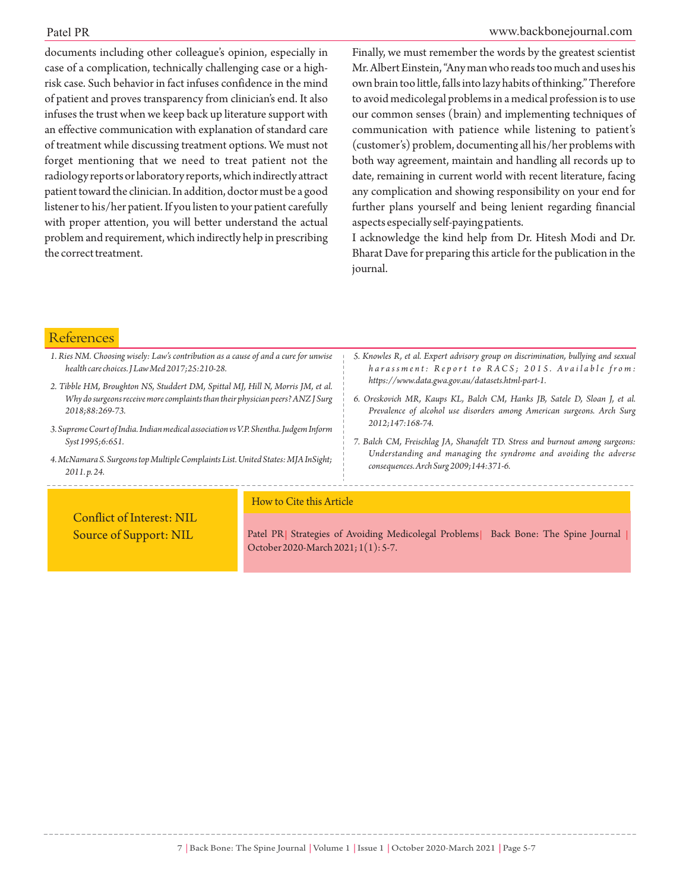documents including other colleague's opinion, especially in case of a complication, technically challenging case or a high-risk case. Such behavior in fact infuses confidence in the mind of patient and proves transparency from clinician's end. It also infuses the trust when we keep back up literature support with an effective communication with explanation of standard care of treatment while discussing treatment options. We must not forget mentioning that we need to treat patient not the radiology reports or laboratory reports, which indirectly attract patient toward the clinician. In addition, doctor must be a good listener to his/her patient. If you listen to your patient carefully with proper attention, you will better understand the actual problem and requirement, which indirectly help in prescribing the correct treatment.

Finally, we must remember the words by the greatest scientist Mr. Albert Einstein, "Any man who reads too much and uses his own brain too little, falls into lazy habits of thinking." Therefore to avoid medicolegal problems in a medical profession is to use our common senses (brain) and implementing techniques of communication with patience while listening to patient's (customer's) problem, documenting all his/her problems with both way agreement, maintain and handling all records up to date, remaining in current world with recent literature, facing any complication and showing responsibility on your end for further plans yourself and being lenient regarding financial aspects especially self-paying patients.

I acknowledge the kind help from Dr. Hitesh Modi and Dr. Bharat Dave for preparing this article for the publication in the journal.

## References

1. Ries NM. Choosing wisely: Law's contribution as a cause of and a cure for unwise health care choices. J Law Med 2017;25:210-28.
2. Tibble HM, Broughton NS, Studdert DM, Spittal MJ, Hill N, Morris JM, et al. Why do surgeons receive more complaints than their physician peers? ANZ J Surg 2018;88:269-73.
3. Supreme Court of India. Indian medical association vs V.P. Shentha. Judgem Inform Syst 1995;6:651.
4. McNamara S. Surgeons top Multiple Complaints List. United States: MJA InSight; 2011. p. 24.
5. Knowles R, et al. Expert advisory group on discrimination, bullying and sexual harassment: Report to RACS; 2015. Available from: https://www.data.gwa.gov.au/datasets.html-part-1.
6. Oreskovich MR, Kaups KL, Balch CM, Hanks JB, Satele D, Sloan J, et al. Prevalence of alcohol use disorders among American surgeons. Arch Surg 2012;147:168-74.
7. Balch CM, Freischlag JA, Shanafelt TD. Stress and burnout among surgeons: Understanding and managing the syndrome and avoiding the adverse consequences. Arch Surg 2009;144:371-6.

Conflict of Interest: NIL
Source of Support: NIL

**How to Cite this Article**

Patel PR| Strategies of Avoiding Medicolegal Problems| Back Bone: The Spine Journal | October 2020-March 2021; 1(1): 5-7.